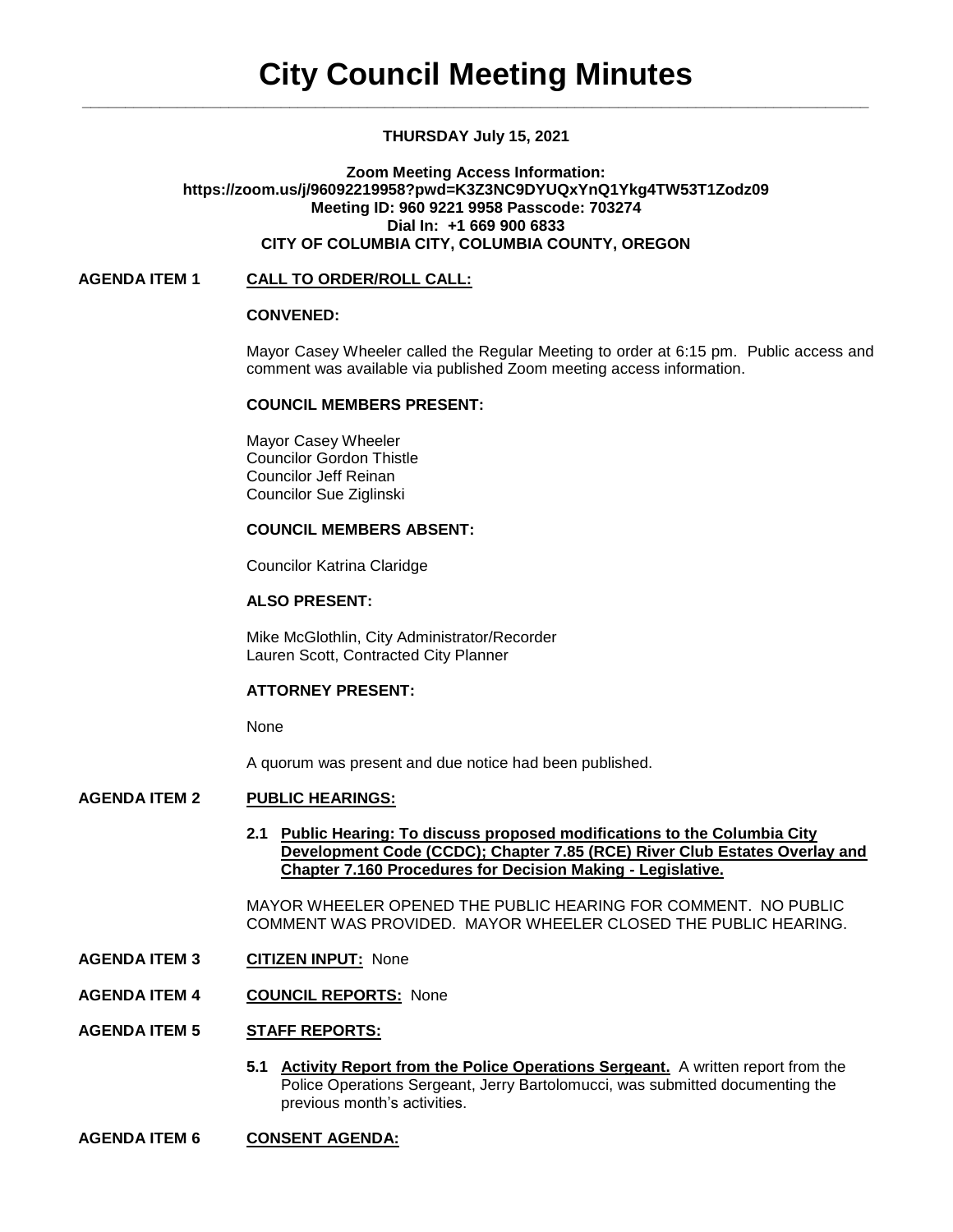# City Council Meeting Minutes

**THURSDAY July 15, 2021**

**Zoom Meeting Access Information:**
**https://zoom.us/j/96092219958?pwd=K3Z3NC9DYUQxYnQ1Ykg4TW53T1Zodz09**
**Meeting ID: 960 9221 9958 Passcode: 703274**
**Dial In: +1 669 900 6833**
**CITY OF COLUMBIA CITY, COLUMBIA COUNTY, OREGON**

**AGENDA ITEM 1** **CALL TO ORDER/ROLL CALL:**

**CONVENED:**

Mayor Casey Wheeler called the Regular Meeting to order at 6:15 pm. Public access and comment was available via published Zoom meeting access information.

**COUNCIL MEMBERS PRESENT:**

Mayor Casey Wheeler
Councilor Gordon Thistle
Councilor Jeff Reinan
Councilor Sue Ziglinski

**COUNCIL MEMBERS ABSENT:**

Councilor Katrina Claridge

**ALSO PRESENT:**

Mike McGlothlin, City Administrator/Recorder
Lauren Scott, Contracted City Planner

**ATTORNEY PRESENT:**

None

A quorum was present and due notice had been published.

**AGENDA ITEM 2** **PUBLIC HEARINGS:**

**2.1 Public Hearing: To discuss proposed modifications to the Columbia City Development Code (CCDC); Chapter 7.85 (RCE) River Club Estates Overlay and Chapter 7.160 Procedures for Decision Making - Legislative.**

MAYOR WHEELER OPENED THE PUBLIC HEARING FOR COMMENT. NO PUBLIC COMMENT WAS PROVIDED. MAYOR WHEELER CLOSED THE PUBLIC HEARING.

**AGENDA ITEM 3** **CITIZEN INPUT:** None

**AGENDA ITEM 4** **COUNCIL REPORTS:** None

**AGENDA ITEM 5** **STAFF REPORTS:**

**5.1 Activity Report from the Police Operations Sergeant.** A written report from the Police Operations Sergeant, Jerry Bartolomucci, was submitted documenting the previous month's activities.

**AGENDA ITEM 6** **CONSENT AGENDA:**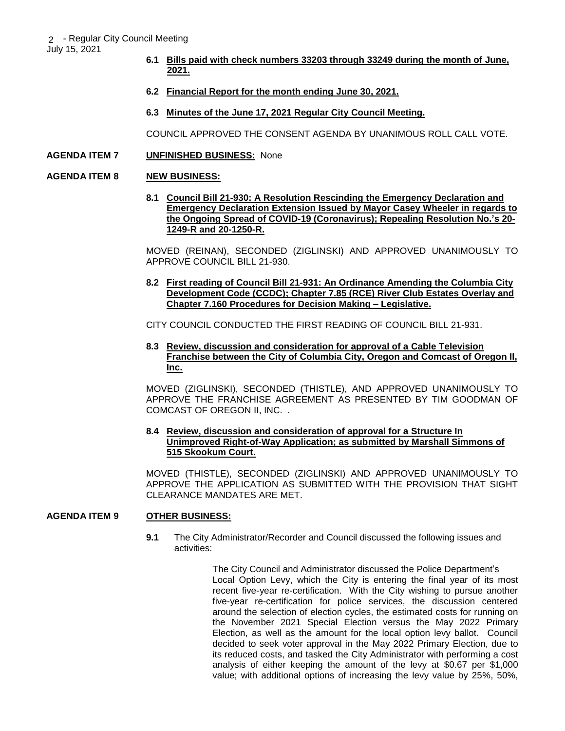**6.1 Bills paid with check numbers 33203 through 33249 during the month of June, 2021.**

**6.2 Financial Report for the month ending June 30, 2021.**

**6.3 Minutes of the June 17, 2021 Regular City Council Meeting.**

COUNCIL APPROVED THE CONSENT AGENDA BY UNANIMOUS ROLL CALL VOTE.

**AGENDA ITEM 7 UNFINISHED BUSINESS:** None

**AGENDA ITEM 8 NEW BUSINESS:**

**8.1 Council Bill 21-930: A Resolution Rescinding the Emergency Declaration and Emergency Declaration Extension Issued by Mayor Casey Wheeler in regards to the Ongoing Spread of COVID-19 (Coronavirus); Repealing Resolution No.'s 20-1249-R and 20-1250-R.**

MOVED (REINAN), SECONDED (ZIGLINSKI) AND APPROVED UNANIMOUSLY TO APPROVE COUNCIL BILL 21-930.

**8.2 First reading of Council Bill 21-931: An Ordinance Amending the Columbia City Development Code (CCDC); Chapter 7.85 (RCE) River Club Estates Overlay and Chapter 7.160 Procedures for Decision Making – Legislative.**

CITY COUNCIL CONDUCTED THE FIRST READING OF COUNCIL BILL 21-931.

**8.3 Review, discussion and consideration for approval of a Cable Television Franchise between the City of Columbia City, Oregon and Comcast of Oregon II, Inc.**

MOVED (ZIGLINSKI), SECONDED (THISTLE), AND APPROVED UNANIMOUSLY TO APPROVE THE FRANCHISE AGREEMENT AS PRESENTED BY TIM GOODMAN OF COMCAST OF OREGON II, INC. .

**8.4 Review, discussion and consideration of approval for a Structure In Unimproved Right-of-Way Application; as submitted by Marshall Simmons of 515 Skookum Court.**

MOVED (THISTLE), SECONDED (ZIGLINSKI) AND APPROVED UNANIMOUSLY TO APPROVE THE APPLICATION AS SUBMITTED WITH THE PROVISION THAT SIGHT CLEARANCE MANDATES ARE MET.

**AGENDA ITEM 9 OTHER BUSINESS:**

**9.1** The City Administrator/Recorder and Council discussed the following issues and activities:

The City Council and Administrator discussed the Police Department's Local Option Levy, which the City is entering the final year of its most recent five-year re-certification. With the City wishing to pursue another five-year re-certification for police services, the discussion centered around the selection of election cycles, the estimated costs for running on the November 2021 Special Election versus the May 2022 Primary Election, as well as the amount for the local option levy ballot. Council decided to seek voter approval in the May 2022 Primary Election, due to its reduced costs, and tasked the City Administrator with performing a cost analysis of either keeping the amount of the levy at $0.67 per $1,000 value; with additional options of increasing the levy value by 25%, 50%,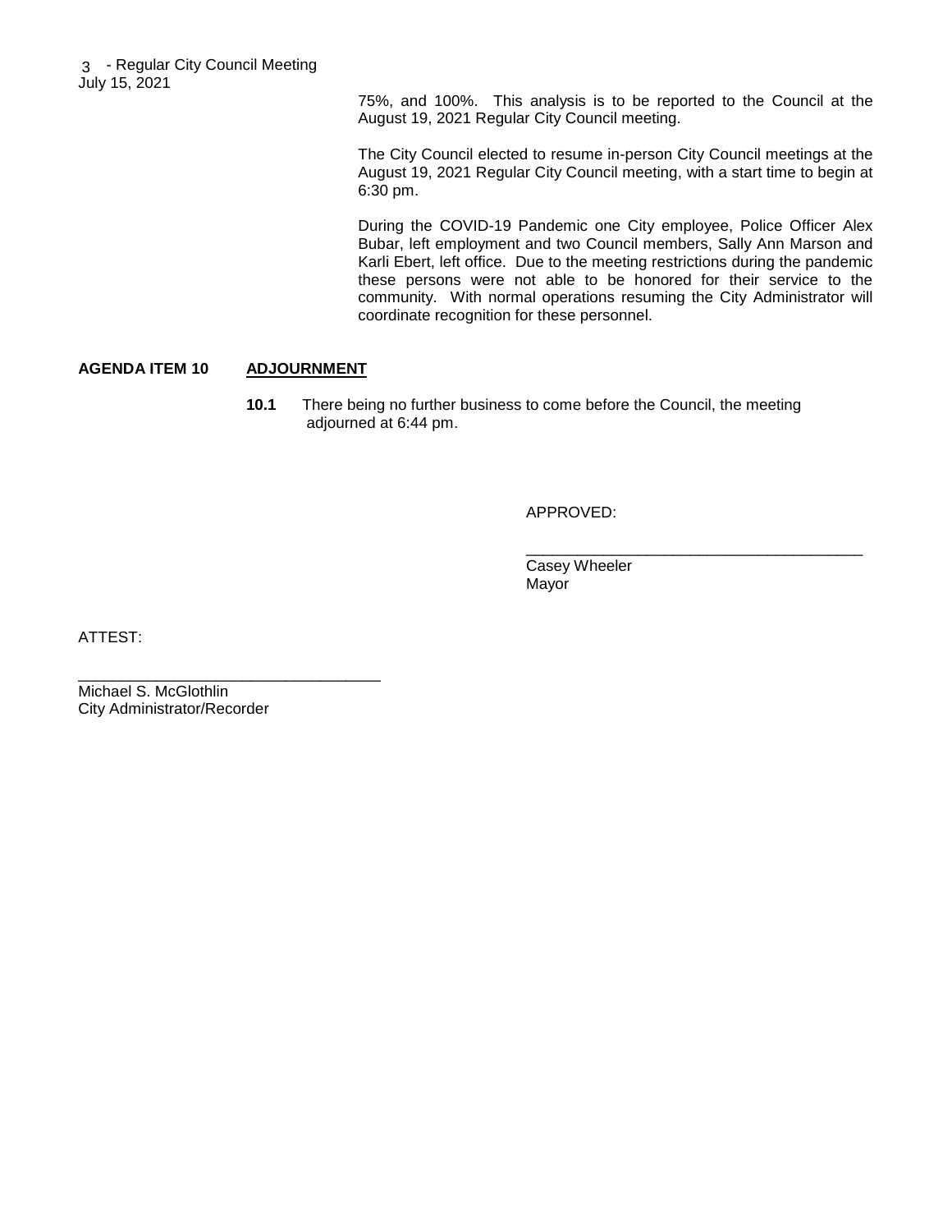75%, and 100%. This analysis is to be reported to the Council at the August 19, 2021 Regular City Council meeting.

The City Council elected to resume in-person City Council meetings at the August 19, 2021 Regular City Council meeting, with a start time to begin at 6:30 pm.

During the COVID-19 Pandemic one City employee, Police Officer Alex Bubar, left employment and two Council members, Sally Ann Marson and Karli Ebert, left office. Due to the meeting restrictions during the pandemic these persons were not able to be honored for their service to the community. With normal operations resuming the City Administrator will coordinate recognition for these personnel.

**AGENDA ITEM 10** **ADJOURNMENT**

**10.1** There being no further business to come before the Council, the meeting adjourned at 6:44 pm.

APPROVED:

\_\_\_\_\_\_\_\_\_\_\_\_\_\_\_\_\_\_\_\_\_\_\_\_\_\_\_\_\_\_\_\_\_\_\_\_\_\_
Casey Wheeler
Mayor

ATTEST:

\_\_\_\_\_\_\_\_\_\_\_\_\_\_\_\_\_\_\_\_\_\_\_\_\_\_\_\_\_\_\_\_\_\_\_\_\_\_
Michael S. McGlothlin
City Administrator/Recorder